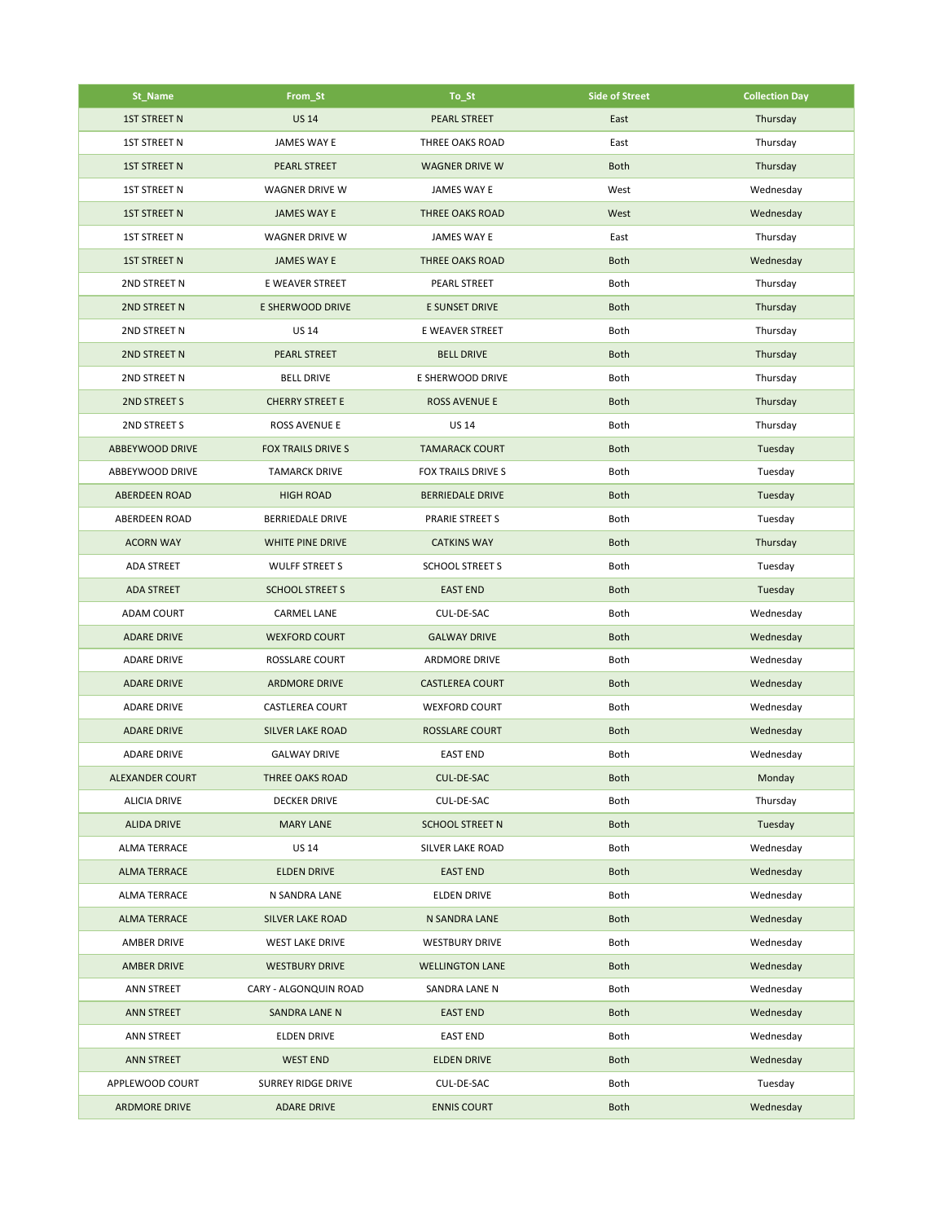| St_Name | From_St | To_St | Side of Street | Collection Day |
|---|---|---|---|---|
| 1ST STREET N | US 14 | PEARL STREET | East | Thursday |
| 1ST STREET N | JAMES WAY E | THREE OAKS ROAD | East | Thursday |
| 1ST STREET N | PEARL STREET | WAGNER DRIVE W | Both | Thursday |
| 1ST STREET N | WAGNER DRIVE W | JAMES WAY E | West | Wednesday |
| 1ST STREET N | JAMES WAY E | THREE OAKS ROAD | West | Wednesday |
| 1ST STREET N | WAGNER DRIVE W | JAMES WAY E | East | Thursday |
| 1ST STREET N | JAMES WAY E | THREE OAKS ROAD | Both | Wednesday |
| 2ND STREET N | E WEAVER STREET | PEARL STREET | Both | Thursday |
| 2ND STREET N | E SHERWOOD DRIVE | E SUNSET DRIVE | Both | Thursday |
| 2ND STREET N | US 14 | E WEAVER STREET | Both | Thursday |
| 2ND STREET N | PEARL STREET | BELL DRIVE | Both | Thursday |
| 2ND STREET N | BELL DRIVE | E SHERWOOD DRIVE | Both | Thursday |
| 2ND STREET S | CHERRY STREET E | ROSS AVENUE E | Both | Thursday |
| 2ND STREET S | ROSS AVENUE E | US 14 | Both | Thursday |
| ABBEYWOOD DRIVE | FOX TRAILS DRIVE S | TAMARACK COURT | Both | Tuesday |
| ABBEYWOOD DRIVE | TAMARCK DRIVE | FOX TRAILS DRIVE S | Both | Tuesday |
| ABERDEEN ROAD | HIGH ROAD | BERRIEDALE DRIVE | Both | Tuesday |
| ABERDEEN ROAD | BERRIEDALE DRIVE | PRARIE STREET S | Both | Tuesday |
| ACORN WAY | WHITE PINE DRIVE | CATKINS WAY | Both | Thursday |
| ADA STREET | WULFF STREET S | SCHOOL STREET S | Both | Tuesday |
| ADA STREET | SCHOOL STREET S | EAST END | Both | Tuesday |
| ADAM COURT | CARMEL LANE | CUL-DE-SAC | Both | Wednesday |
| ADARE DRIVE | WEXFORD COURT | GALWAY DRIVE | Both | Wednesday |
| ADARE DRIVE | ROSSLARE COURT | ARDMORE DRIVE | Both | Wednesday |
| ADARE DRIVE | ARDMORE DRIVE | CASTLEREA COURT | Both | Wednesday |
| ADARE DRIVE | CASTLEREA COURT | WEXFORD COURT | Both | Wednesday |
| ADARE DRIVE | SILVER LAKE ROAD | ROSSLARE COURT | Both | Wednesday |
| ADARE DRIVE | GALWAY DRIVE | EAST END | Both | Wednesday |
| ALEXANDER COURT | THREE OAKS ROAD | CUL-DE-SAC | Both | Monday |
| ALICIA DRIVE | DECKER DRIVE | CUL-DE-SAC | Both | Thursday |
| ALIDA DRIVE | MARY LANE | SCHOOL STREET N | Both | Tuesday |
| ALMA TERRACE | US 14 | SILVER LAKE ROAD | Both | Wednesday |
| ALMA TERRACE | ELDEN DRIVE | EAST END | Both | Wednesday |
| ALMA TERRACE | N SANDRA LANE | ELDEN DRIVE | Both | Wednesday |
| ALMA TERRACE | SILVER LAKE ROAD | N SANDRA LANE | Both | Wednesday |
| AMBER DRIVE | WEST LAKE DRIVE | WESTBURY DRIVE | Both | Wednesday |
| AMBER DRIVE | WESTBURY DRIVE | WELLINGTON LANE | Both | Wednesday |
| ANN STREET | CARY - ALGONQUIN ROAD | SANDRA LANE N | Both | Wednesday |
| ANN STREET | SANDRA LANE N | EAST END | Both | Wednesday |
| ANN STREET | ELDEN DRIVE | EAST END | Both | Wednesday |
| ANN STREET | WEST END | ELDEN DRIVE | Both | Wednesday |
| APPLEWOOD COURT | SURREY RIDGE DRIVE | CUL-DE-SAC | Both | Tuesday |
| ARDMORE DRIVE | ADARE DRIVE | ENNIS COURT | Both | Wednesday |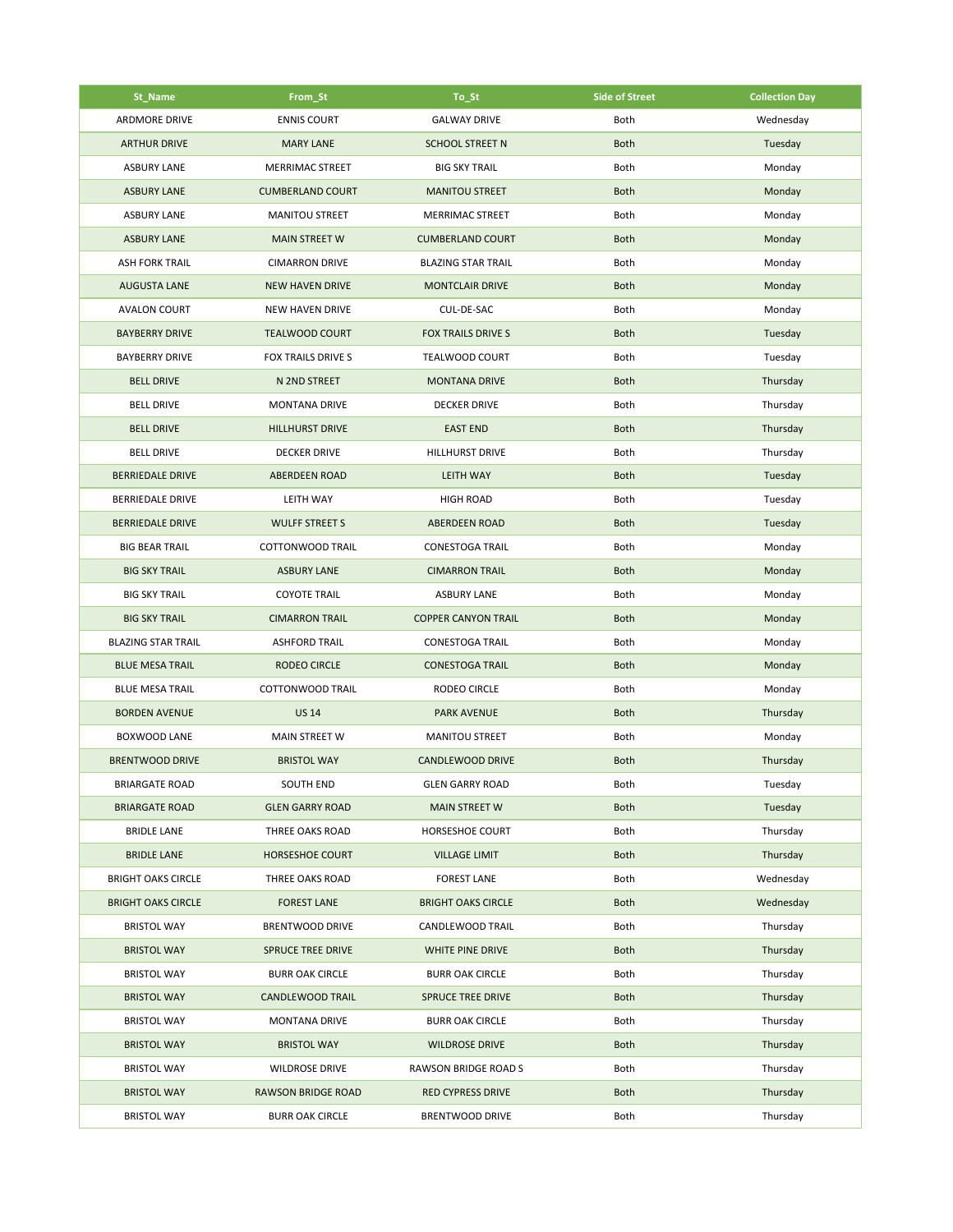| St_Name | From_St | To_St | Side of Street | Collection Day |
|---|---|---|---|---|
| ARDMORE DRIVE | ENNIS COURT | GALWAY DRIVE | Both | Wednesday |
| ARTHUR DRIVE | MARY LANE | SCHOOL STREET N | Both | Tuesday |
| ASBURY LANE | MERRIMAC STREET | BIG SKY TRAIL | Both | Monday |
| ASBURY LANE | CUMBERLAND COURT | MANITOU STREET | Both | Monday |
| ASBURY LANE | MANITOU STREET | MERRIMAC STREET | Both | Monday |
| ASBURY LANE | MAIN STREET W | CUMBERLAND COURT | Both | Monday |
| ASH FORK TRAIL | CIMARRON DRIVE | BLAZING STAR TRAIL | Both | Monday |
| AUGUSTA LANE | NEW HAVEN DRIVE | MONTCLAIR DRIVE | Both | Monday |
| AVALON COURT | NEW HAVEN DRIVE | CUL-DE-SAC | Both | Monday |
| BAYBERRY DRIVE | TEALWOOD COURT | FOX TRAILS DRIVE S | Both | Tuesday |
| BAYBERRY DRIVE | FOX TRAILS DRIVE S | TEALWOOD COURT | Both | Tuesday |
| BELL DRIVE | N 2ND STREET | MONTANA DRIVE | Both | Thursday |
| BELL DRIVE | MONTANA DRIVE | DECKER DRIVE | Both | Thursday |
| BELL DRIVE | HILLHURST DRIVE | EAST END | Both | Thursday |
| BELL DRIVE | DECKER DRIVE | HILLHURST DRIVE | Both | Thursday |
| BERRIEDALE DRIVE | ABERDEEN ROAD | LEITH WAY | Both | Tuesday |
| BERRIEDALE DRIVE | LEITH WAY | HIGH ROAD | Both | Tuesday |
| BERRIEDALE DRIVE | WULFF STREET S | ABERDEEN ROAD | Both | Tuesday |
| BIG BEAR TRAIL | COTTONWOOD TRAIL | CONESTOGA TRAIL | Both | Monday |
| BIG SKY TRAIL | ASBURY LANE | CIMARRON TRAIL | Both | Monday |
| BIG SKY TRAIL | COYOTE TRAIL | ASBURY LANE | Both | Monday |
| BIG SKY TRAIL | CIMARRON TRAIL | COPPER CANYON TRAIL | Both | Monday |
| BLAZING STAR TRAIL | ASHFORD TRAIL | CONESTOGA TRAIL | Both | Monday |
| BLUE MESA TRAIL | RODEO CIRCLE | CONESTOGA TRAIL | Both | Monday |
| BLUE MESA TRAIL | COTTONWOOD TRAIL | RODEO CIRCLE | Both | Monday |
| BORDEN AVENUE | US 14 | PARK AVENUE | Both | Thursday |
| BOXWOOD LANE | MAIN STREET W | MANITOU STREET | Both | Monday |
| BRENTWOOD DRIVE | BRISTOL WAY | CANDLEWOOD DRIVE | Both | Thursday |
| BRIARGATE ROAD | SOUTH END | GLEN GARRY ROAD | Both | Tuesday |
| BRIARGATE ROAD | GLEN GARRY ROAD | MAIN STREET W | Both | Tuesday |
| BRIDLE LANE | THREE OAKS ROAD | HORSESHOE COURT | Both | Thursday |
| BRIDLE LANE | HORSESHOE COURT | VILLAGE LIMIT | Both | Thursday |
| BRIGHT OAKS CIRCLE | THREE OAKS ROAD | FOREST LANE | Both | Wednesday |
| BRIGHT OAKS CIRCLE | FOREST LANE | BRIGHT OAKS CIRCLE | Both | Wednesday |
| BRISTOL WAY | BRENTWOOD DRIVE | CANDLEWOOD TRAIL | Both | Thursday |
| BRISTOL WAY | SPRUCE TREE DRIVE | WHITE PINE DRIVE | Both | Thursday |
| BRISTOL WAY | BURR OAK CIRCLE | BURR OAK CIRCLE | Both | Thursday |
| BRISTOL WAY | CANDLEWOOD TRAIL | SPRUCE TREE DRIVE | Both | Thursday |
| BRISTOL WAY | MONTANA DRIVE | BURR OAK CIRCLE | Both | Thursday |
| BRISTOL WAY | BRISTOL WAY | WILDROSE DRIVE | Both | Thursday |
| BRISTOL WAY | WILDROSE DRIVE | RAWSON BRIDGE ROAD S | Both | Thursday |
| BRISTOL WAY | RAWSON BRIDGE ROAD | RED CYPRESS DRIVE | Both | Thursday |
| BRISTOL WAY | BURR OAK CIRCLE | BRENTWOOD DRIVE | Both | Thursday |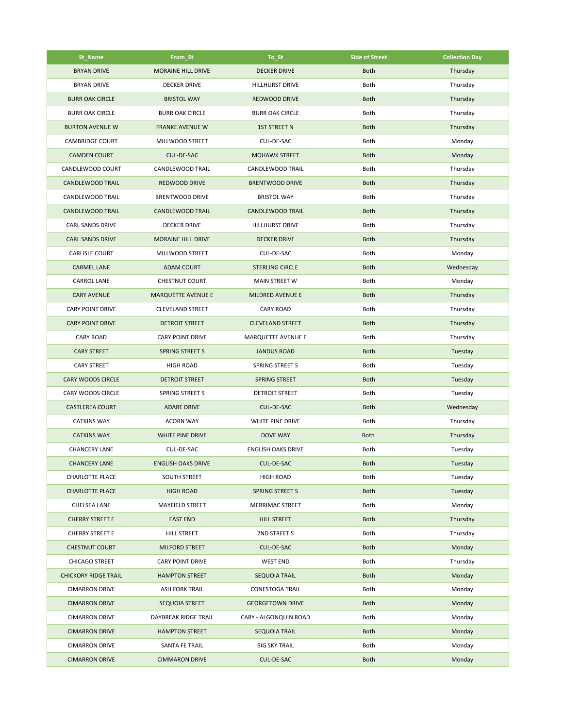| St_Name | From_St | To_St | Side of Street | Collection Day |
|---|---|---|---|---|
| BRYAN DRIVE | MORAINE HILL DRIVE | DECKER DRIVE | Both | Thursday |
| BRYAN DRIVE | DECKER DRIVE | HILLHURST DRIVE | Both | Thursday |
| BURR OAK CIRCLE | BRISTOL WAY | REDWOOD DRIVE | Both | Thursday |
| BURR OAK CIRCLE | BURR OAK CIRCLE | BURR OAK CIRCLE | Both | Thursday |
| BURTON AVENUE W | FRANKE AVENUE W | 1ST STREET N | Both | Thursday |
| CAMBRIDGE COURT | MILLWOOD STREET | CUL-DE-SAC | Both | Monday |
| CAMDEN COURT | CUL-DE-SAC | MOHAWK STREET | Both | Monday |
| CANDLEWOOD COURT | CANDLEWOOD TRAIL | CANDLEWOOD TRAIL | Both | Thursday |
| CANDLEWOOD TRAIL | REDWOOD DRIVE | BRENTWOOD DRIVE | Both | Thursday |
| CANDLEWOOD TRAIL | BRENTWOOD DRIVE | BRISTOL WAY | Both | Thursday |
| CANDLEWOOD TRAIL | CANDLEWOOD TRAIL | CANDLEWOOD TRAIL | Both | Thursday |
| CARL SANDS DRIVE | DECKER DRIVE | HILLHURST DRIVE | Both | Thursday |
| CARL SANDS DRIVE | MORAINE HILL DRIVE | DECKER DRIVE | Both | Thursday |
| CARLISLE COURT | MILLWOOD STREET | CUL-DE-SAC | Both | Monday |
| CARMEL LANE | ADAM COURT | STERLING CIRCLE | Both | Wednesday |
| CARROL LANE | CHESTNUT COURT | MAIN STREET W | Both | Monday |
| CARY AVENUE | MARQUETTE AVENUE E | MILDRED AVENUE E | Both | Thursday |
| CARY POINT DRIVE | CLEVELAND STREET | CARY ROAD | Both | Thursday |
| CARY POINT DRIVE | DETROIT STREET | CLEVELAND STREET | Both | Thursday |
| CARY ROAD | CARY POINT DRIVE | MARQUETTE AVENUE E | Both | Thursday |
| CARY STREET | SPRING STREET S | JANDUS ROAD | Both | Tuesday |
| CARY STREET | HIGH ROAD | SPRING STREET S | Both | Tuesday |
| CARY WOODS CIRCLE | DETROIT STREET | SPRING STREET | Both | Tuesday |
| CARY WOODS CIRCLE | SPRING STREET S | DETROIT STREET | Both | Tuesday |
| CASTLEREA COURT | ADARE DRIVE | CUL-DE-SAC | Both | Wednesday |
| CATKINS WAY | ACORN WAY | WHITE PINE DRIVE | Both | Thursday |
| CATKINS WAY | WHITE PINE DRIVE | DOVE WAY | Both | Thursday |
| CHANCERY LANE | CUL-DE-SAC | ENGLISH OAKS DRIVE | Both | Tuesday |
| CHANCERY LANE | ENGLISH OAKS DRIVE | CUL-DE-SAC | Both | Tuesday |
| CHARLOTTE PLACE | SOUTH STREET | HIGH ROAD | Both | Tuesday |
| CHARLOTTE PLACE | HIGH ROAD | SPRING STREET S | Both | Tuesday |
| CHELSEA LANE | MAYFIELD STREET | MERRIMAC STREET | Both | Monday |
| CHERRY STREET E | EAST END | HILL STREET | Both | Thursday |
| CHERRY STREET E | HILL STREET | 2ND STREET S | Both | Thursday |
| CHESTNUT COURT | MILFORD STREET | CUL-DE-SAC | Both | Monday |
| CHICAGO STREET | CARY POINT DRIVE | WEST END | Both | Thursday |
| CHICKORY RIDGE TRAIL | HAMPTON STREET | SEQUOIA TRAIL | Both | Monday |
| CIMARRON DRIVE | ASH FORK TRAIL | CONESTOGA TRAIL | Both | Monday |
| CIMARRON DRIVE | SEQUOIA STREET | GEORGETOWN DRIVE | Both | Monday |
| CIMARRON DRIVE | DAYBREAK RIDGE TRAIL | CARY - ALGONQUIN ROAD | Both | Monday |
| CIMARRON DRIVE | HAMPTON STREET | SEQUOIA TRAIL | Both | Monday |
| CIMARRON DRIVE | SANTA FE TRAIL | BIG SKY TRAIL | Both | Monday |
| CIMARRON DRIVE | CIMMARON DRIVE | CUL-DE-SAC | Both | Monday |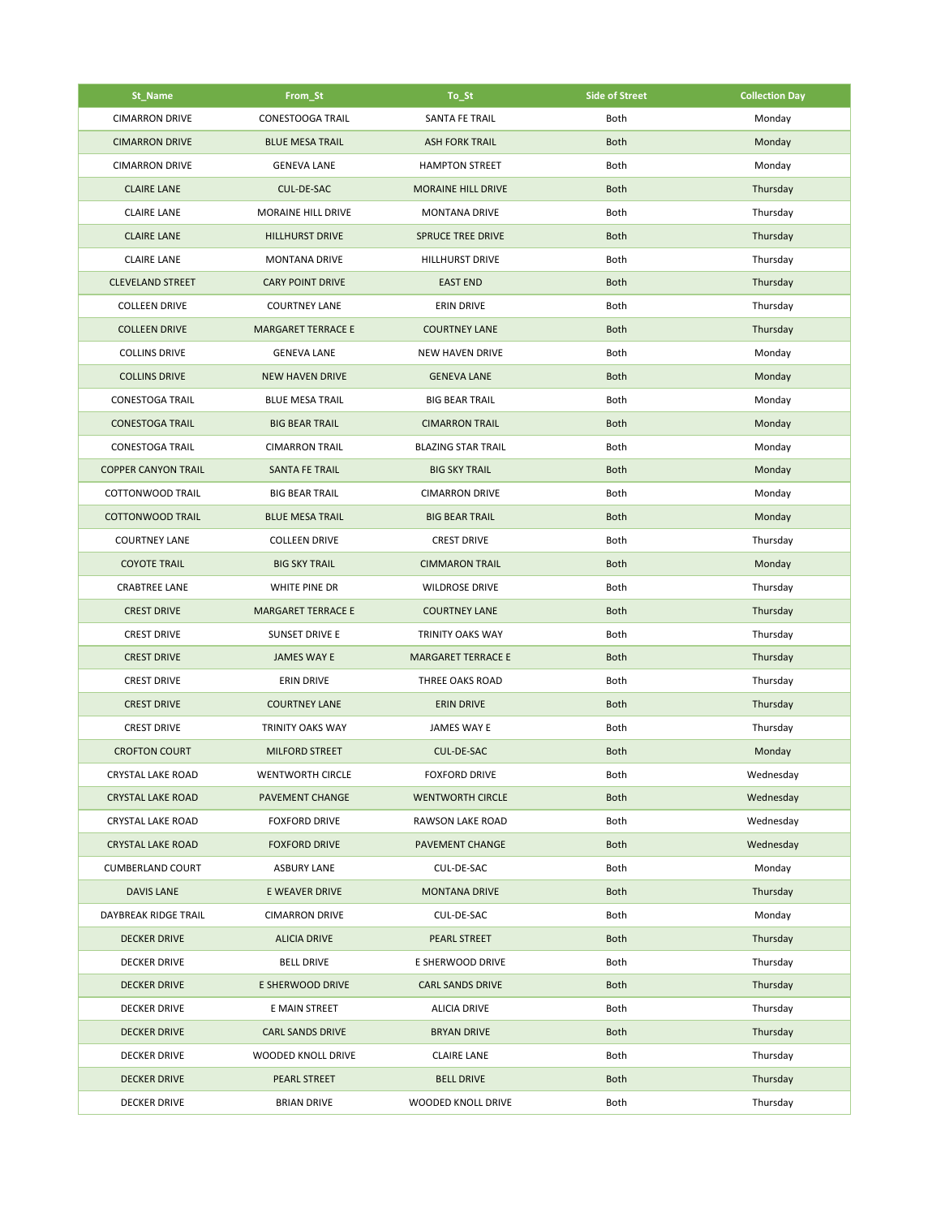| St_Name | From_St | To_St | Side of Street | Collection Day |
|---|---|---|---|---|
| CIMARRON DRIVE | CONESTOOGA TRAIL | SANTA FE TRAIL | Both | Monday |
| CIMARRON DRIVE | BLUE MESA TRAIL | ASH FORK TRAIL | Both | Monday |
| CIMARRON DRIVE | GENEVA LANE | HAMPTON STREET | Both | Monday |
| CLAIRE LANE | CUL-DE-SAC | MORAINE HILL DRIVE | Both | Thursday |
| CLAIRE LANE | MORAINE HILL DRIVE | MONTANA DRIVE | Both | Thursday |
| CLAIRE LANE | HILLHURST DRIVE | SPRUCE TREE DRIVE | Both | Thursday |
| CLAIRE LANE | MONTANA DRIVE | HILLHURST DRIVE | Both | Thursday |
| CLEVELAND STREET | CARY POINT DRIVE | EAST END | Both | Thursday |
| COLLEEN DRIVE | COURTNEY LANE | ERIN DRIVE | Both | Thursday |
| COLLEEN DRIVE | MARGARET TERRACE E | COURTNEY LANE | Both | Thursday |
| COLLINS DRIVE | GENEVA LANE | NEW HAVEN DRIVE | Both | Monday |
| COLLINS DRIVE | NEW HAVEN DRIVE | GENEVA LANE | Both | Monday |
| CONESTOGA TRAIL | BLUE MESA TRAIL | BIG BEAR TRAIL | Both | Monday |
| CONESTOGA TRAIL | BIG BEAR TRAIL | CIMARRON TRAIL | Both | Monday |
| CONESTOGA TRAIL | CIMARRON TRAIL | BLAZING STAR TRAIL | Both | Monday |
| COPPER CANYON TRAIL | SANTA FE TRAIL | BIG SKY TRAIL | Both | Monday |
| COTTONWOOD TRAIL | BIG BEAR TRAIL | CIMARRON DRIVE | Both | Monday |
| COTTONWOOD TRAIL | BLUE MESA TRAIL | BIG BEAR TRAIL | Both | Monday |
| COURTNEY LANE | COLLEEN DRIVE | CREST DRIVE | Both | Thursday |
| COYOTE TRAIL | BIG SKY TRAIL | CIMMARON TRAIL | Both | Monday |
| CRABTREE LANE | WHITE PINE DR | WILDROSE DRIVE | Both | Thursday |
| CREST DRIVE | MARGARET TERRACE E | COURTNEY LANE | Both | Thursday |
| CREST DRIVE | SUNSET DRIVE E | TRINITY OAKS WAY | Both | Thursday |
| CREST DRIVE | JAMES WAY E | MARGARET TERRACE E | Both | Thursday |
| CREST DRIVE | ERIN DRIVE | THREE OAKS ROAD | Both | Thursday |
| CREST DRIVE | COURTNEY LANE | ERIN DRIVE | Both | Thursday |
| CREST DRIVE | TRINITY OAKS WAY | JAMES WAY E | Both | Thursday |
| CROFTON COURT | MILFORD STREET | CUL-DE-SAC | Both | Monday |
| CRYSTAL LAKE ROAD | WENTWORTH CIRCLE | FOXFORD DRIVE | Both | Wednesday |
| CRYSTAL LAKE ROAD | PAVEMENT CHANGE | WENTWORTH CIRCLE | Both | Wednesday |
| CRYSTAL LAKE ROAD | FOXFORD DRIVE | RAWSON LAKE ROAD | Both | Wednesday |
| CRYSTAL LAKE ROAD | FOXFORD DRIVE | PAVEMENT CHANGE | Both | Wednesday |
| CUMBERLAND COURT | ASBURY LANE | CUL-DE-SAC | Both | Monday |
| DAVIS LANE | E WEAVER DRIVE | MONTANA DRIVE | Both | Thursday |
| DAYBREAK RIDGE TRAIL | CIMARRON DRIVE | CUL-DE-SAC | Both | Monday |
| DECKER DRIVE | ALICIA DRIVE | PEARL STREET | Both | Thursday |
| DECKER DRIVE | BELL DRIVE | E SHERWOOD DRIVE | Both | Thursday |
| DECKER DRIVE | E SHERWOOD DRIVE | CARL SANDS DRIVE | Both | Thursday |
| DECKER DRIVE | E MAIN STREET | ALICIA DRIVE | Both | Thursday |
| DECKER DRIVE | CARL SANDS DRIVE | BRYAN DRIVE | Both | Thursday |
| DECKER DRIVE | WOODED KNOLL DRIVE | CLAIRE LANE | Both | Thursday |
| DECKER DRIVE | PEARL STREET | BELL DRIVE | Both | Thursday |
| DECKER DRIVE | BRIAN DRIVE | WOODED KNOLL DRIVE | Both | Thursday |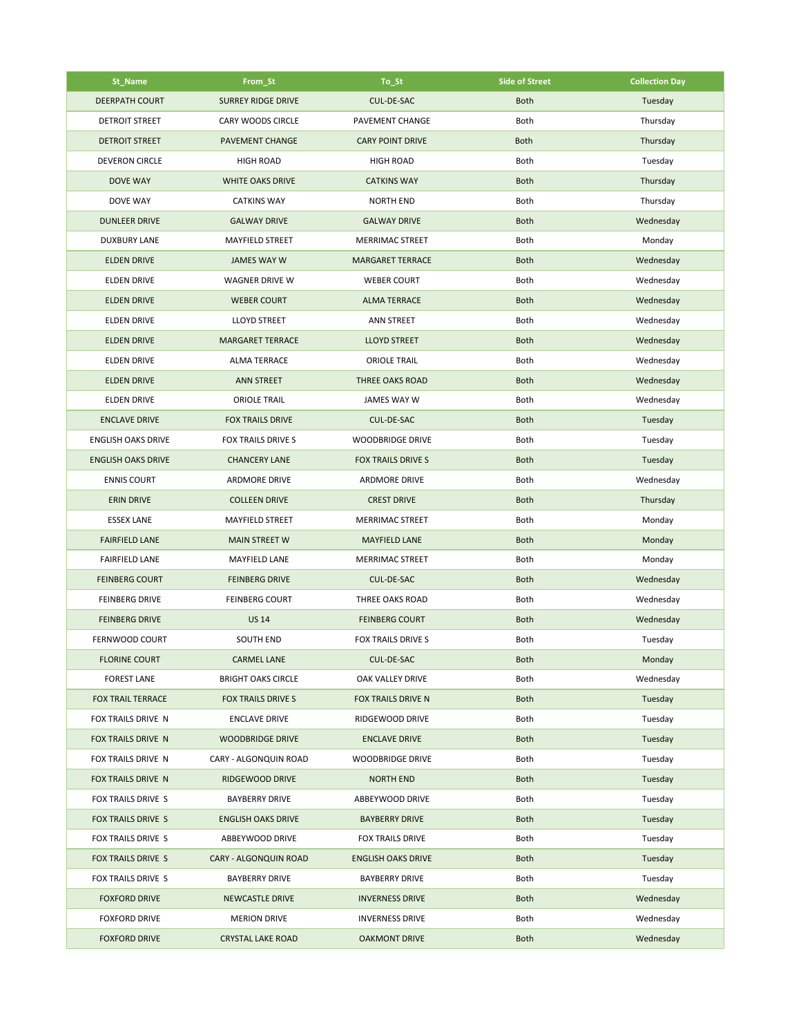| St_Name | From_St | To_St | Side of Street | Collection Day |
|---|---|---|---|---|
| DEERPATH COURT | SURREY RIDGE DRIVE | CUL-DE-SAC | Both | Tuesday |
| DETROIT STREET | CARY WOODS CIRCLE | PAVEMENT CHANGE | Both | Thursday |
| DETROIT STREET | PAVEMENT CHANGE | CARY POINT DRIVE | Both | Thursday |
| DEVERON CIRCLE | HIGH ROAD | HIGH ROAD | Both | Tuesday |
| DOVE WAY | WHITE OAKS DRIVE | CATKINS WAY | Both | Thursday |
| DOVE WAY | CATKINS WAY | NORTH END | Both | Thursday |
| DUNLEER DRIVE | GALWAY DRIVE | GALWAY DRIVE | Both | Wednesday |
| DUXBURY LANE | MAYFIELD STREET | MERRIMAC STREET | Both | Monday |
| ELDEN DRIVE | JAMES WAY W | MARGARET TERRACE | Both | Wednesday |
| ELDEN DRIVE | WAGNER DRIVE W | WEBER COURT | Both | Wednesday |
| ELDEN DRIVE | WEBER COURT | ALMA TERRACE | Both | Wednesday |
| ELDEN DRIVE | LLOYD STREET | ANN STREET | Both | Wednesday |
| ELDEN DRIVE | MARGARET TERRACE | LLOYD STREET | Both | Wednesday |
| ELDEN DRIVE | ALMA TERRACE | ORIOLE TRAIL | Both | Wednesday |
| ELDEN DRIVE | ANN STREET | THREE OAKS ROAD | Both | Wednesday |
| ELDEN DRIVE | ORIOLE TRAIL | JAMES WAY W | Both | Wednesday |
| ENCLAVE DRIVE | FOX TRAILS DRIVE | CUL-DE-SAC | Both | Tuesday |
| ENGLISH OAKS DRIVE | FOX TRAILS DRIVE S | WOODBRIDGE DRIVE | Both | Tuesday |
| ENGLISH OAKS DRIVE | CHANCERY LANE | FOX TRAILS DRIVE S | Both | Tuesday |
| ENNIS COURT | ARDMORE DRIVE | ARDMORE DRIVE | Both | Wednesday |
| ERIN DRIVE | COLLEEN DRIVE | CREST DRIVE | Both | Thursday |
| ESSEX LANE | MAYFIELD STREET | MERRIMAC STREET | Both | Monday |
| FAIRFIELD LANE | MAIN STREET W | MAYFIELD LANE | Both | Monday |
| FAIRFIELD LANE | MAYFIELD LANE | MERRIMAC STREET | Both | Monday |
| FEINBERG COURT | FEINBERG DRIVE | CUL-DE-SAC | Both | Wednesday |
| FEINBERG DRIVE | FEINBERG COURT | THREE OAKS ROAD | Both | Wednesday |
| FEINBERG DRIVE | US 14 | FEINBERG COURT | Both | Wednesday |
| FERNWOOD COURT | SOUTH END | FOX TRAILS DRIVE S | Both | Tuesday |
| FLORINE COURT | CARMEL LANE | CUL-DE-SAC | Both | Monday |
| FOREST LANE | BRIGHT OAKS CIRCLE | OAK VALLEY DRIVE | Both | Wednesday |
| FOX TRAIL TERRACE | FOX TRAILS DRIVE S | FOX TRAILS DRIVE N | Both | Tuesday |
| FOX TRAILS DRIVE N | ENCLAVE DRIVE | RIDGEWOOD DRIVE | Both | Tuesday |
| FOX TRAILS DRIVE N | WOODBRIDGE DRIVE | ENCLAVE DRIVE | Both | Tuesday |
| FOX TRAILS DRIVE N | CARY - ALGONQUIN ROAD | WOODBRIDGE DRIVE | Both | Tuesday |
| FOX TRAILS DRIVE N | RIDGEWOOD DRIVE | NORTH END | Both | Tuesday |
| FOX TRAILS DRIVE S | BAYBERRY DRIVE | ABBEYWOOD DRIVE | Both | Tuesday |
| FOX TRAILS DRIVE S | ENGLISH OAKS DRIVE | BAYBERRY DRIVE | Both | Tuesday |
| FOX TRAILS DRIVE S | ABBEYWOOD DRIVE | FOX TRAILS DRIVE | Both | Tuesday |
| FOX TRAILS DRIVE S | CARY - ALGONQUIN ROAD | ENGLISH OAKS DRIVE | Both | Tuesday |
| FOX TRAILS DRIVE S | BAYBERRY DRIVE | BAYBERRY DRIVE | Both | Tuesday |
| FOXFORD DRIVE | NEWCASTLE DRIVE | INVERNESS DRIVE | Both | Wednesday |
| FOXFORD DRIVE | MERION DRIVE | INVERNESS DRIVE | Both | Wednesday |
| FOXFORD DRIVE | CRYSTAL LAKE ROAD | OAKMONT DRIVE | Both | Wednesday |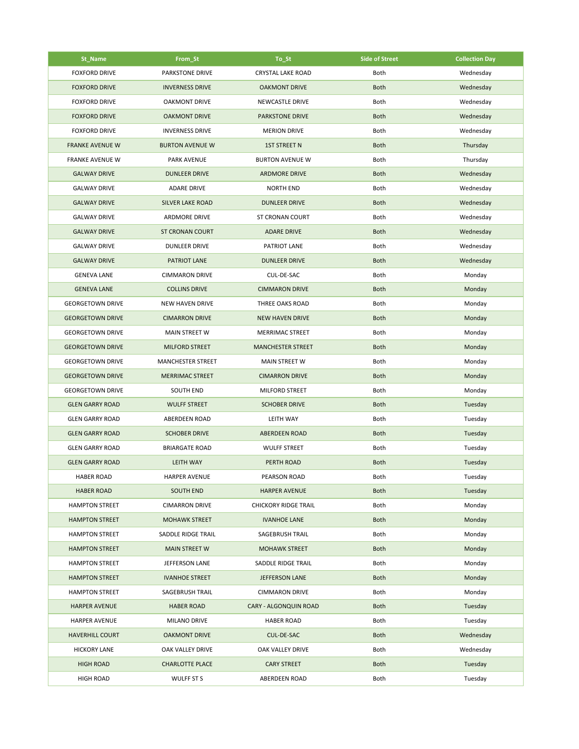| St_Name | From_St | To_St | Side of Street | Collection Day |
|---|---|---|---|---|
| FOXFORD DRIVE | PARKSTONE DRIVE | CRYSTAL LAKE ROAD | Both | Wednesday |
| FOXFORD DRIVE | INVERNESS DRIVE | OAKMONT DRIVE | Both | Wednesday |
| FOXFORD DRIVE | OAKMONT DRIVE | NEWCASTLE DRIVE | Both | Wednesday |
| FOXFORD DRIVE | OAKMONT DRIVE | PARKSTONE DRIVE | Both | Wednesday |
| FOXFORD DRIVE | INVERNESS DRIVE | MERION DRIVE | Both | Wednesday |
| FRANKE AVENUE W | BURTON AVENUE W | 1ST STREET N | Both | Thursday |
| FRANKE AVENUE W | PARK AVENUE | BURTON AVENUE W | Both | Thursday |
| GALWAY DRIVE | DUNLEER DRIVE | ARDMORE DRIVE | Both | Wednesday |
| GALWAY DRIVE | ADARE DRIVE | NORTH END | Both | Wednesday |
| GALWAY DRIVE | SILVER LAKE ROAD | DUNLEER DRIVE | Both | Wednesday |
| GALWAY DRIVE | ARDMORE DRIVE | ST CRONAN COURT | Both | Wednesday |
| GALWAY DRIVE | ST CRONAN COURT | ADARE DRIVE | Both | Wednesday |
| GALWAY DRIVE | DUNLEER DRIVE | PATRIOT LANE | Both | Wednesday |
| GALWAY DRIVE | PATRIOT LANE | DUNLEER DRIVE | Both | Wednesday |
| GENEVA LANE | CIMMARON DRIVE | CUL-DE-SAC | Both | Monday |
| GENEVA LANE | COLLINS DRIVE | CIMMARON DRIVE | Both | Monday |
| GEORGETOWN DRIVE | NEW HAVEN DRIVE | THREE OAKS ROAD | Both | Monday |
| GEORGETOWN DRIVE | CIMARRON DRIVE | NEW HAVEN DRIVE | Both | Monday |
| GEORGETOWN DRIVE | MAIN STREET W | MERRIMAC STREET | Both | Monday |
| GEORGETOWN DRIVE | MILFORD STREET | MANCHESTER STREET | Both | Monday |
| GEORGETOWN DRIVE | MANCHESTER STREET | MAIN STREET W | Both | Monday |
| GEORGETOWN DRIVE | MERRIMAC STREET | CIMARRON DRIVE | Both | Monday |
| GEORGETOWN DRIVE | SOUTH END | MILFORD STREET | Both | Monday |
| GLEN GARRY ROAD | WULFF STREET | SCHOBER DRIVE | Both | Tuesday |
| GLEN GARRY ROAD | ABERDEEN ROAD | LEITH WAY | Both | Tuesday |
| GLEN GARRY ROAD | SCHOBER DRIVE | ABERDEEN ROAD | Both | Tuesday |
| GLEN GARRY ROAD | BRIARGATE ROAD | WULFF STREET | Both | Tuesday |
| GLEN GARRY ROAD | LEITH WAY | PERTH ROAD | Both | Tuesday |
| HABER ROAD | HARPER AVENUE | PEARSON ROAD | Both | Tuesday |
| HABER ROAD | SOUTH END | HARPER AVENUE | Both | Tuesday |
| HAMPTON STREET | CIMARRON DRIVE | CHICKORY RIDGE TRAIL | Both | Monday |
| HAMPTON STREET | MOHAWK STREET | IVANHOE LANE | Both | Monday |
| HAMPTON STREET | SADDLE RIDGE TRAIL | SAGEBRUSH TRAIL | Both | Monday |
| HAMPTON STREET | MAIN STREET W | MOHAWK STREET | Both | Monday |
| HAMPTON STREET | JEFFERSON LANE | SADDLE RIDGE TRAIL | Both | Monday |
| HAMPTON STREET | IVANHOE STREET | JEFFERSON LANE | Both | Monday |
| HAMPTON STREET | SAGEBRUSH TRAIL | CIMMARON DRIVE | Both | Monday |
| HARPER AVENUE | HABER ROAD | CARY - ALGONQUIN ROAD | Both | Tuesday |
| HARPER AVENUE | MILANO DRIVE | HABER ROAD | Both | Tuesday |
| HAVERHILL COURT | OAKMONT DRIVE | CUL-DE-SAC | Both | Wednesday |
| HICKORY LANE | OAK VALLEY DRIVE | OAK VALLEY DRIVE | Both | Wednesday |
| HIGH ROAD | CHARLOTTE PLACE | CARY STREET | Both | Tuesday |
| HIGH ROAD | WULFF ST S | ABERDEEN ROAD | Both | Tuesday |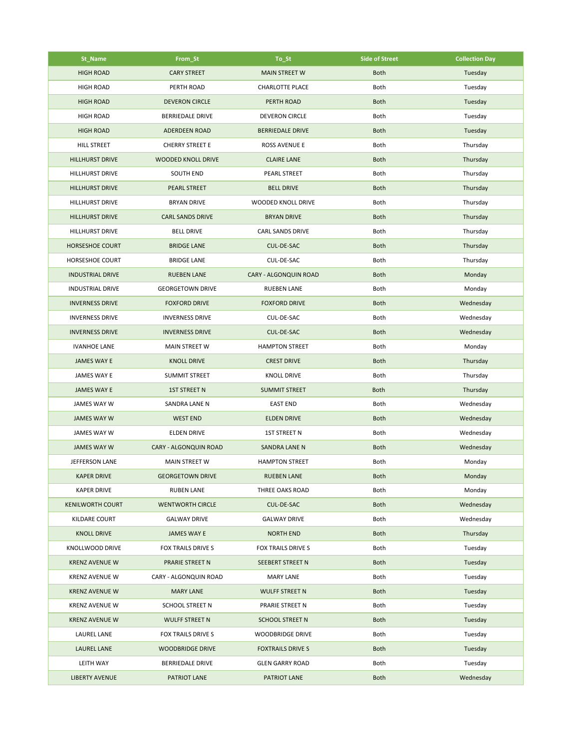| St_Name | From_St | To_St | Side of Street | Collection Day |
|---|---|---|---|---|
| HIGH ROAD | CARY STREET | MAIN STREET W | Both | Tuesday |
| HIGH ROAD | PERTH ROAD | CHARLOTTE PLACE | Both | Tuesday |
| HIGH ROAD | DEVERON CIRCLE | PERTH ROAD | Both | Tuesday |
| HIGH ROAD | BERRIEDALE DRIVE | DEVERON CIRCLE | Both | Tuesday |
| HIGH ROAD | ADERDEEN ROAD | BERRIEDALE DRIVE | Both | Tuesday |
| HILL STREET | CHERRY STREET E | ROSS AVENUE E | Both | Thursday |
| HILLHURST DRIVE | WOODED KNOLL DRIVE | CLAIRE LANE | Both | Thursday |
| HILLHURST DRIVE | SOUTH END | PEARL STREET | Both | Thursday |
| HILLHURST DRIVE | PEARL STREET | BELL DRIVE | Both | Thursday |
| HILLHURST DRIVE | BRYAN DRIVE | WOODED KNOLL DRIVE | Both | Thursday |
| HILLHURST DRIVE | CARL SANDS DRIVE | BRYAN DRIVE | Both | Thursday |
| HILLHURST DRIVE | BELL DRIVE | CARL SANDS DRIVE | Both | Thursday |
| HORSESHOE COURT | BRIDGE LANE | CUL-DE-SAC | Both | Thursday |
| HORSESHOE COURT | BRIDGE LANE | CUL-DE-SAC | Both | Thursday |
| INDUSTRIAL DRIVE | RUEBEN LANE | CARY - ALGONQUIN ROAD | Both | Monday |
| INDUSTRIAL DRIVE | GEORGETOWN DRIVE | RUEBEN LANE | Both | Monday |
| INVERNESS DRIVE | FOXFORD DRIVE | FOXFORD DRIVE | Both | Wednesday |
| INVERNESS DRIVE | INVERNESS DRIVE | CUL-DE-SAC | Both | Wednesday |
| INVERNESS DRIVE | INVERNESS DRIVE | CUL-DE-SAC | Both | Wednesday |
| IVANHOE LANE | MAIN STREET W | HAMPTON STREET | Both | Monday |
| JAMES WAY E | KNOLL DRIVE | CREST DRIVE | Both | Thursday |
| JAMES WAY E | SUMMIT STREET | KNOLL DRIVE | Both | Thursday |
| JAMES WAY E | 1ST STREET N | SUMMIT STREET | Both | Thursday |
| JAMES WAY W | SANDRA LANE N | EAST END | Both | Wednesday |
| JAMES WAY W | WEST END | ELDEN DRIVE | Both | Wednesday |
| JAMES WAY W | ELDEN DRIVE | 1ST STREET N | Both | Wednesday |
| JAMES WAY W | CARY - ALGONQUIN ROAD | SANDRA LANE N | Both | Wednesday |
| JEFFERSON LANE | MAIN STREET W | HAMPTON STREET | Both | Monday |
| KAPER DRIVE | GEORGETOWN DRIVE | RUEBEN LANE | Both | Monday |
| KAPER DRIVE | RUBEN LANE | THREE OAKS ROAD | Both | Monday |
| KENILWORTH COURT | WENTWORTH CIRCLE | CUL-DE-SAC | Both | Wednesday |
| KILDARE COURT | GALWAY DRIVE | GALWAY DRIVE | Both | Wednesday |
| KNOLL DRIVE | JAMES WAY E | NORTH END | Both | Thursday |
| KNOLLWOOD DRIVE | FOX TRAILS DRIVE S | FOX TRAILS DRIVE S | Both | Tuesday |
| KRENZ AVENUE W | PRARIE STREET N | SEEBERT STREET N | Both | Tuesday |
| KRENZ AVENUE W | CARY - ALGONQUIN ROAD | MARY LANE | Both | Tuesday |
| KRENZ AVENUE W | MARY LANE | WULFF STREET N | Both | Tuesday |
| KRENZ AVENUE W | SCHOOL STREET N | PRARIE STREET N | Both | Tuesday |
| KRENZ AVENUE W | WULFF STREET N | SCHOOL STREET N | Both | Tuesday |
| LAUREL LANE | FOX TRAILS DRIVE S | WOODBRIDGE DRIVE | Both | Tuesday |
| LAUREL LANE | WOODBRIDGE DRIVE | FOXTRAILS DRIVE S | Both | Tuesday |
| LEITH WAY | BERRIEDALE DRIVE | GLEN GARRY ROAD | Both | Tuesday |
| LIBERTY AVENUE | PATRIOT LANE | PATRIOT LANE | Both | Wednesday |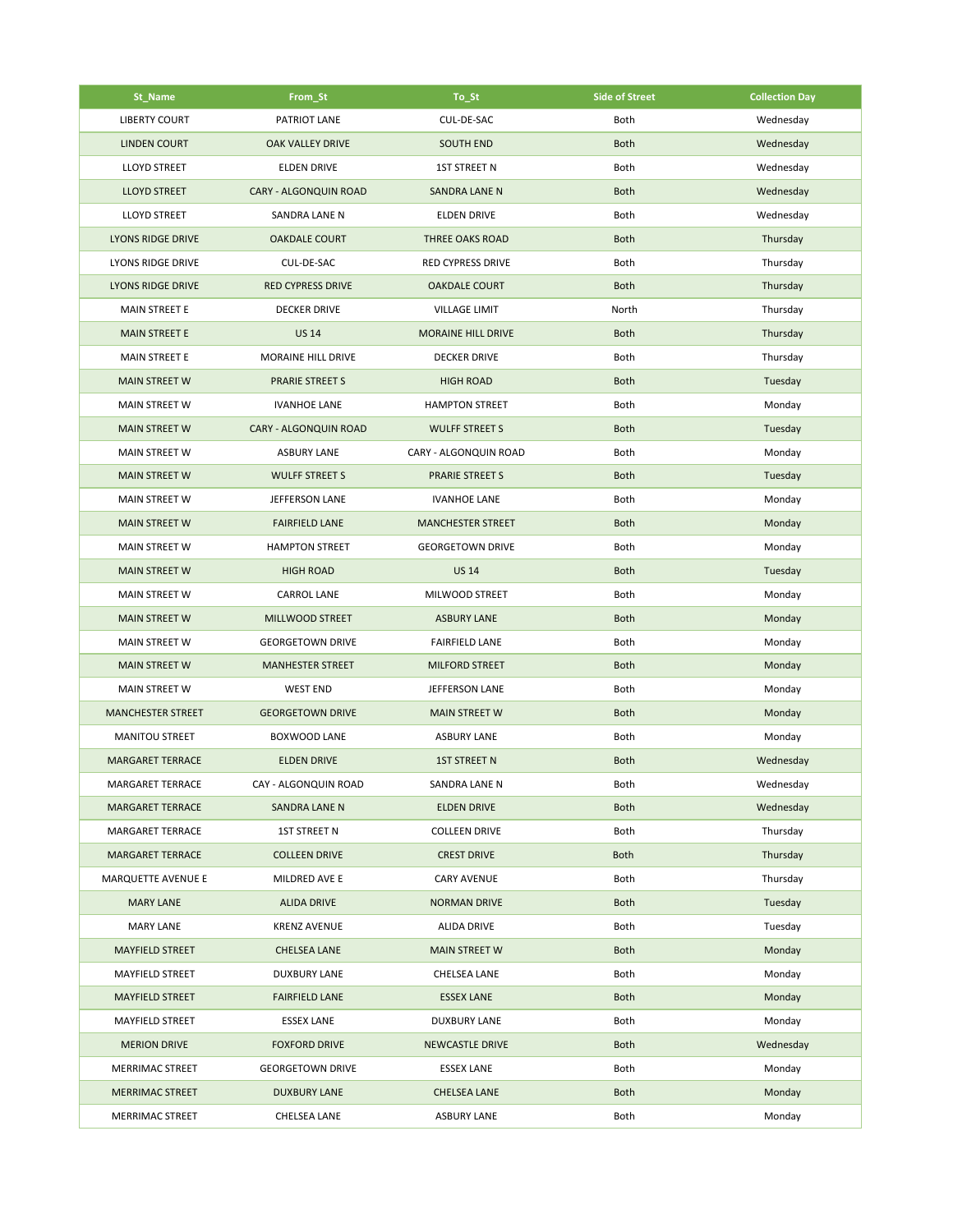| St_Name | From_St | To_St | Side of Street | Collection Day |
| --- | --- | --- | --- | --- |
| LIBERTY COURT | PATRIOT LANE | CUL-DE-SAC | Both | Wednesday |
| LINDEN COURT | OAK VALLEY DRIVE | SOUTH END | Both | Wednesday |
| LLOYD STREET | ELDEN DRIVE | 1ST STREET N | Both | Wednesday |
| LLOYD STREET | CARY - ALGONQUIN ROAD | SANDRA LANE N | Both | Wednesday |
| LLOYD STREET | SANDRA LANE N | ELDEN DRIVE | Both | Wednesday |
| LYONS RIDGE DRIVE | OAKDALE COURT | THREE OAKS ROAD | Both | Thursday |
| LYONS RIDGE DRIVE | CUL-DE-SAC | RED CYPRESS DRIVE | Both | Thursday |
| LYONS RIDGE DRIVE | RED CYPRESS DRIVE | OAKDALE COURT | Both | Thursday |
| MAIN STREET E | DECKER DRIVE | VILLAGE LIMIT | North | Thursday |
| MAIN STREET E | US 14 | MORAINE HILL DRIVE | Both | Thursday |
| MAIN STREET E | MORAINE HILL DRIVE | DECKER DRIVE | Both | Thursday |
| MAIN STREET W | PRARIE STREET S | HIGH ROAD | Both | Tuesday |
| MAIN STREET W | IVANHOE LANE | HAMPTON STREET | Both | Monday |
| MAIN STREET W | CARY - ALGONQUIN ROAD | WULFF STREET S | Both | Tuesday |
| MAIN STREET W | ASBURY LANE | CARY - ALGONQUIN ROAD | Both | Monday |
| MAIN STREET W | WULFF STREET S | PRARIE STREET S | Both | Tuesday |
| MAIN STREET W | JEFFERSON LANE | IVANHOE LANE | Both | Monday |
| MAIN STREET W | FAIRFIELD LANE | MANCHESTER STREET | Both | Monday |
| MAIN STREET W | HAMPTON STREET | GEORGETOWN DRIVE | Both | Monday |
| MAIN STREET W | HIGH ROAD | US 14 | Both | Tuesday |
| MAIN STREET W | CARROL LANE | MILWOOD STREET | Both | Monday |
| MAIN STREET W | MILLWOOD STREET | ASBURY LANE | Both | Monday |
| MAIN STREET W | GEORGETOWN DRIVE | FAIRFIELD LANE | Both | Monday |
| MAIN STREET W | MANHESTER STREET | MILFORD STREET | Both | Monday |
| MAIN STREET W | WEST END | JEFFERSON LANE | Both | Monday |
| MANCHESTER STREET | GEORGETOWN DRIVE | MAIN STREET W | Both | Monday |
| MANITOU STREET | BOXWOOD LANE | ASBURY LANE | Both | Monday |
| MARGARET TERRACE | ELDEN DRIVE | 1ST STREET N | Both | Wednesday |
| MARGARET TERRACE | CAY - ALGONQUIN ROAD | SANDRA LANE N | Both | Wednesday |
| MARGARET TERRACE | SANDRA LANE N | ELDEN DRIVE | Both | Wednesday |
| MARGARET TERRACE | 1ST STREET N | COLLEEN DRIVE | Both | Thursday |
| MARGARET TERRACE | COLLEEN DRIVE | CREST DRIVE | Both | Thursday |
| MARQUETTE AVENUE E | MILDRED AVE E | CARY AVENUE | Both | Thursday |
| MARY LANE | ALIDA DRIVE | NORMAN DRIVE | Both | Tuesday |
| MARY LANE | KRENZ AVENUE | ALIDA DRIVE | Both | Tuesday |
| MAYFIELD STREET | CHELSEA LANE | MAIN STREET W | Both | Monday |
| MAYFIELD STREET | DUXBURY LANE | CHELSEA LANE | Both | Monday |
| MAYFIELD STREET | FAIRFIELD LANE | ESSEX LANE | Both | Monday |
| MAYFIELD STREET | ESSEX LANE | DUXBURY LANE | Both | Monday |
| MERION DRIVE | FOXFORD DRIVE | NEWCASTLE DRIVE | Both | Wednesday |
| MERRIMAC STREET | GEORGETOWN DRIVE | ESSEX LANE | Both | Monday |
| MERRIMAC STREET | DUXBURY LANE | CHELSEA LANE | Both | Monday |
| MERRIMAC STREET | CHELSEA LANE | ASBURY LANE | Both | Monday |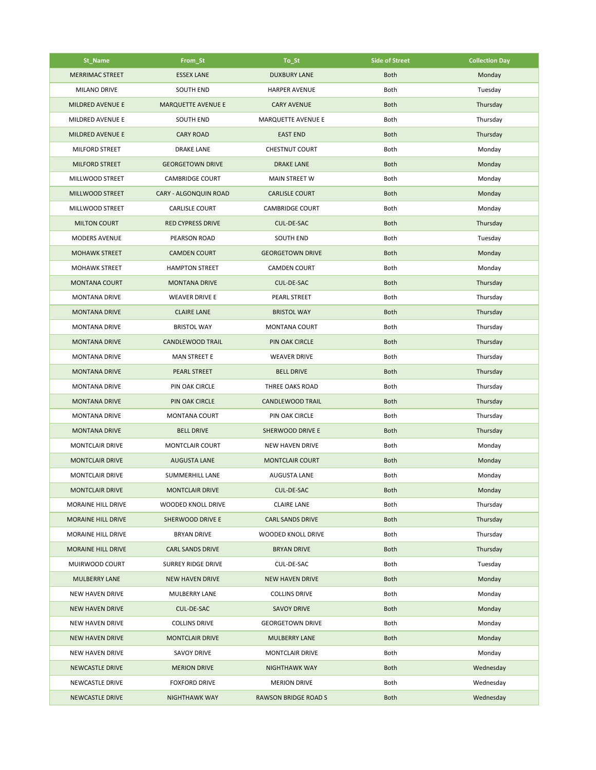| St_Name | From_St | To_St | Side of Street | Collection Day |
|---|---|---|---|---|
| MERRIMAC STREET | ESSEX LANE | DUXBURY LANE | Both | Monday |
| MILANO DRIVE | SOUTH END | HARPER AVENUE | Both | Tuesday |
| MILDRED AVENUE E | MARQUETTE AVENUE E | CARY AVENUE | Both | Thursday |
| MILDRED AVENUE E | SOUTH END | MARQUETTE AVENUE E | Both | Thursday |
| MILDRED AVENUE E | CARY ROAD | EAST END | Both | Thursday |
| MILFORD STREET | DRAKE LANE | CHESTNUT COURT | Both | Monday |
| MILFORD STREET | GEORGETOWN DRIVE | DRAKE LANE | Both | Monday |
| MILLWOOD STREET | CAMBRIDGE COURT | MAIN STREET W | Both | Monday |
| MILLWOOD STREET | CARY - ALGONQUIN ROAD | CARLISLE COURT | Both | Monday |
| MILLWOOD STREET | CARLISLE COURT | CAMBRIDGE COURT | Both | Monday |
| MILTON COURT | RED CYPRESS DRIVE | CUL-DE-SAC | Both | Thursday |
| MODERS AVENUE | PEARSON ROAD | SOUTH END | Both | Tuesday |
| MOHAWK STREET | CAMDEN COURT | GEORGETOWN DRIVE | Both | Monday |
| MOHAWK STREET | HAMPTON STREET | CAMDEN COURT | Both | Monday |
| MONTANA COURT | MONTANA DRIVE | CUL-DE-SAC | Both | Thursday |
| MONTANA DRIVE | WEAVER DRIVE E | PEARL STREET | Both | Thursday |
| MONTANA DRIVE | CLAIRE LANE | BRISTOL WAY | Both | Thursday |
| MONTANA DRIVE | BRISTOL WAY | MONTANA COURT | Both | Thursday |
| MONTANA DRIVE | CANDLEWOOD TRAIL | PIN OAK CIRCLE | Both | Thursday |
| MONTANA DRIVE | MAN STREET E | WEAVER DRIVE | Both | Thursday |
| MONTANA DRIVE | PEARL STREET | BELL DRIVE | Both | Thursday |
| MONTANA DRIVE | PIN OAK CIRCLE | THREE OAKS ROAD | Both | Thursday |
| MONTANA DRIVE | PIN OAK CIRCLE | CANDLEWOOD TRAIL | Both | Thursday |
| MONTANA DRIVE | MONTANA COURT | PIN OAK CIRCLE | Both | Thursday |
| MONTANA DRIVE | BELL DRIVE | SHERWOOD DRIVE E | Both | Thursday |
| MONTCLAIR DRIVE | MONTCLAIR COURT | NEW HAVEN DRIVE | Both | Monday |
| MONTCLAIR DRIVE | AUGUSTA LANE | MONTCLAIR COURT | Both | Monday |
| MONTCLAIR DRIVE | SUMMERHILL LANE | AUGUSTA LANE | Both | Monday |
| MONTCLAIR DRIVE | MONTCLAIR DRIVE | CUL-DE-SAC | Both | Monday |
| MORAINE HILL DRIVE | WOODED KNOLL DRIVE | CLAIRE LANE | Both | Thursday |
| MORAINE HILL DRIVE | SHERWOOD DRIVE E | CARL SANDS DRIVE | Both | Thursday |
| MORAINE HILL DRIVE | BRYAN DRIVE | WOODED KNOLL DRIVE | Both | Thursday |
| MORAINE HILL DRIVE | CARL SANDS DRIVE | BRYAN DRIVE | Both | Thursday |
| MUIRWOOD COURT | SURREY RIDGE DRIVE | CUL-DE-SAC | Both | Tuesday |
| MULBERRY LANE | NEW HAVEN DRIVE | NEW HAVEN DRIVE | Both | Monday |
| NEW HAVEN DRIVE | MULBERRY LANE | COLLINS DRIVE | Both | Monday |
| NEW HAVEN DRIVE | CUL-DE-SAC | SAVOY DRIVE | Both | Monday |
| NEW HAVEN DRIVE | COLLINS DRIVE | GEORGETOWN DRIVE | Both | Monday |
| NEW HAVEN DRIVE | MONTCLAIR DRIVE | MULBERRY LANE | Both | Monday |
| NEW HAVEN DRIVE | SAVOY DRIVE | MONTCLAIR DRIVE | Both | Monday |
| NEWCASTLE DRIVE | MERION DRIVE | NIGHTHAWK WAY | Both | Wednesday |
| NEWCASTLE DRIVE | FOXFORD DRIVE | MERION DRIVE | Both | Wednesday |
| NEWCASTLE DRIVE | NIGHTHAWK WAY | RAWSON BRIDGE ROAD S | Both | Wednesday |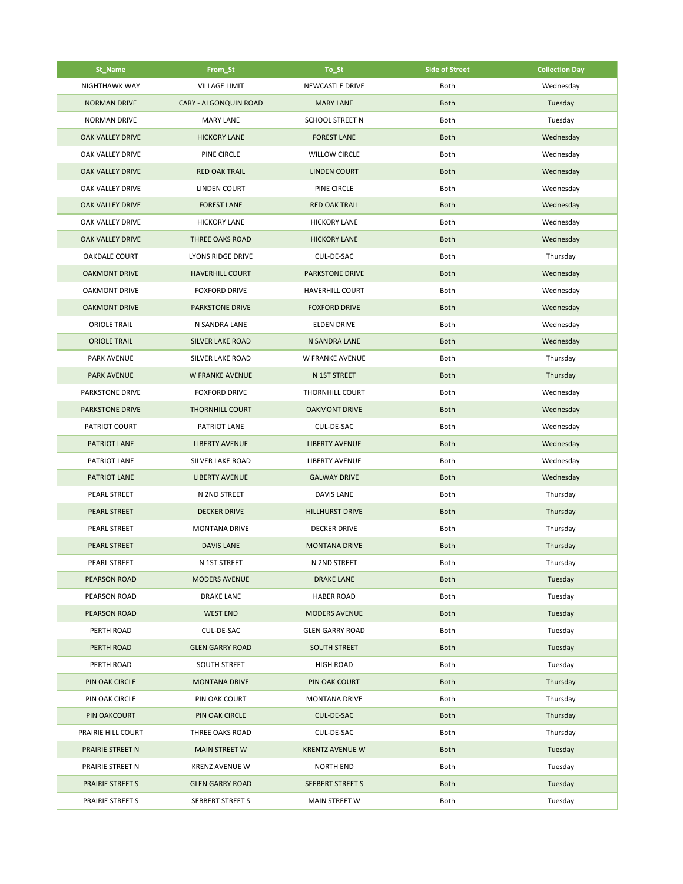| St_Name | From_St | To_St | Side of Street | Collection Day |
|---|---|---|---|---|
| NIGHTHAWK WAY | VILLAGE LIMIT | NEWCASTLE DRIVE | Both | Wednesday |
| NORMAN DRIVE | CARY - ALGONQUIN ROAD | MARY LANE | Both | Tuesday |
| NORMAN DRIVE | MARY LANE | SCHOOL STREET N | Both | Tuesday |
| OAK VALLEY DRIVE | HICKORY LANE | FOREST LANE | Both | Wednesday |
| OAK VALLEY DRIVE | PINE CIRCLE | WILLOW CIRCLE | Both | Wednesday |
| OAK VALLEY DRIVE | RED OAK TRAIL | LINDEN COURT | Both | Wednesday |
| OAK VALLEY DRIVE | LINDEN COURT | PINE CIRCLE | Both | Wednesday |
| OAK VALLEY DRIVE | FOREST LANE | RED OAK TRAIL | Both | Wednesday |
| OAK VALLEY DRIVE | HICKORY LANE | HICKORY LANE | Both | Wednesday |
| OAK VALLEY DRIVE | THREE OAKS ROAD | HICKORY LANE | Both | Wednesday |
| OAKDALE COURT | LYONS RIDGE DRIVE | CUL-DE-SAC | Both | Thursday |
| OAKMONT DRIVE | HAVERHILL COURT | PARKSTONE DRIVE | Both | Wednesday |
| OAKMONT DRIVE | FOXFORD DRIVE | HAVERHILL COURT | Both | Wednesday |
| OAKMONT DRIVE | PARKSTONE DRIVE | FOXFORD DRIVE | Both | Wednesday |
| ORIOLE TRAIL | N SANDRA LANE | ELDEN DRIVE | Both | Wednesday |
| ORIOLE TRAIL | SILVER LAKE ROAD | N SANDRA LANE | Both | Wednesday |
| PARK AVENUE | SILVER LAKE ROAD | W FRANKE AVENUE | Both | Thursday |
| PARK AVENUE | W FRANKE AVENUE | N 1ST STREET | Both | Thursday |
| PARKSTONE DRIVE | FOXFORD DRIVE | THORNHILL COURT | Both | Wednesday |
| PARKSTONE DRIVE | THORNHILL COURT | OAKMONT DRIVE | Both | Wednesday |
| PATRIOT COURT | PATRIOT LANE | CUL-DE-SAC | Both | Wednesday |
| PATRIOT LANE | LIBERTY AVENUE | LIBERTY AVENUE | Both | Wednesday |
| PATRIOT LANE | SILVER LAKE ROAD | LIBERTY AVENUE | Both | Wednesday |
| PATRIOT LANE | LIBERTY AVENUE | GALWAY DRIVE | Both | Wednesday |
| PEARL STREET | N 2ND STREET | DAVIS LANE | Both | Thursday |
| PEARL STREET | DECKER DRIVE | HILLHURST DRIVE | Both | Thursday |
| PEARL STREET | MONTANA DRIVE | DECKER DRIVE | Both | Thursday |
| PEARL STREET | DAVIS LANE | MONTANA DRIVE | Both | Thursday |
| PEARL STREET | N 1ST STREET | N 2ND STREET | Both | Thursday |
| PEARSON ROAD | MODERS AVENUE | DRAKE LANE | Both | Tuesday |
| PEARSON ROAD | DRAKE LANE | HABER ROAD | Both | Tuesday |
| PEARSON ROAD | WEST END | MODERS AVENUE | Both | Tuesday |
| PERTH ROAD | CUL-DE-SAC | GLEN GARRY ROAD | Both | Tuesday |
| PERTH ROAD | GLEN GARRY ROAD | SOUTH STREET | Both | Tuesday |
| PERTH ROAD | SOUTH STREET | HIGH ROAD | Both | Tuesday |
| PIN OAK CIRCLE | MONTANA DRIVE | PIN OAK COURT | Both | Thursday |
| PIN OAK CIRCLE | PIN OAK COURT | MONTANA DRIVE | Both | Thursday |
| PIN OAKCOURT | PIN OAK CIRCLE | CUL-DE-SAC | Both | Thursday |
| PRAIRIE HILL COURT | THREE OAKS ROAD | CUL-DE-SAC | Both | Thursday |
| PRAIRIE STREET N | MAIN STREET W | KRENTZ AVENUE W | Both | Tuesday |
| PRAIRIE STREET N | KRENZ AVENUE W | NORTH END | Both | Tuesday |
| PRAIRIE STREET S | GLEN GARRY ROAD | SEEBERT STREET S | Both | Tuesday |
| PRAIRIE STREET S | SEBBERT STREET S | MAIN STREET W | Both | Tuesday |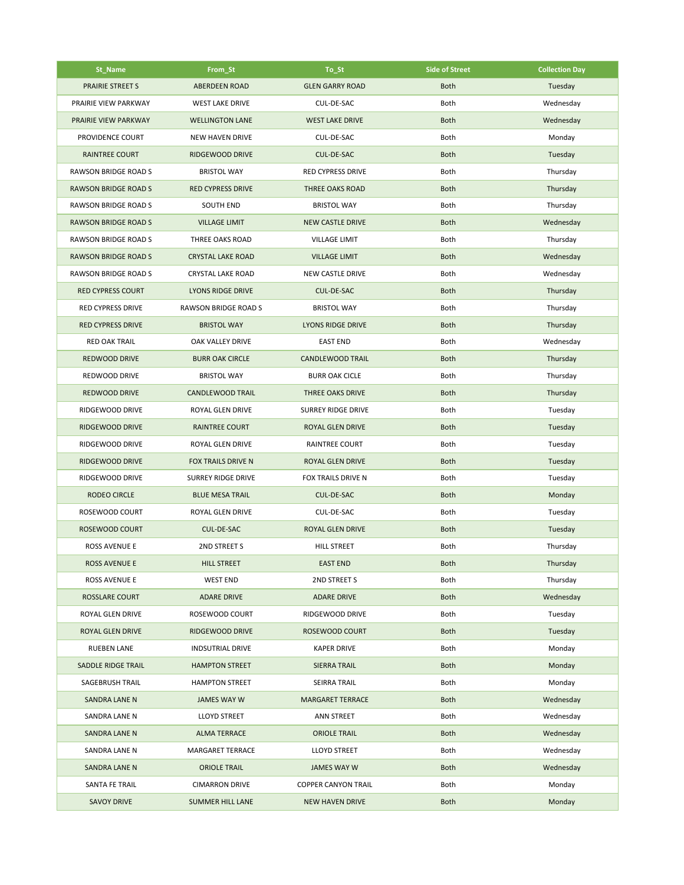| St_Name | From_St | To_St | Side of Street | Collection Day |
|---|---|---|---|---|
| PRAIRIE STREET S | ABERDEEN ROAD | GLEN GARRY ROAD | Both | Tuesday |
| PRAIRIE VIEW PARKWAY | WEST LAKE DRIVE | CUL-DE-SAC | Both | Wednesday |
| PRAIRIE VIEW PARKWAY | WELLINGTON LANE | WEST LAKE DRIVE | Both | Wednesday |
| PROVIDENCE COURT | NEW HAVEN DRIVE | CUL-DE-SAC | Both | Monday |
| RAINTREE COURT | RIDGEWOOD DRIVE | CUL-DE-SAC | Both | Tuesday |
| RAWSON BRIDGE ROAD S | BRISTOL WAY | RED CYPRESS DRIVE | Both | Thursday |
| RAWSON BRIDGE ROAD S | RED CYPRESS DRIVE | THREE OAKS ROAD | Both | Thursday |
| RAWSON BRIDGE ROAD S | SOUTH END | BRISTOL WAY | Both | Thursday |
| RAWSON BRIDGE ROAD S | VILLAGE LIMIT | NEW CASTLE DRIVE | Both | Wednesday |
| RAWSON BRIDGE ROAD S | THREE OAKS ROAD | VILLAGE LIMIT | Both | Thursday |
| RAWSON BRIDGE ROAD S | CRYSTAL LAKE ROAD | VILLAGE LIMIT | Both | Wednesday |
| RAWSON BRIDGE ROAD S | CRYSTAL LAKE ROAD | NEW CASTLE DRIVE | Both | Wednesday |
| RED CYPRESS COURT | LYONS RIDGE DRIVE | CUL-DE-SAC | Both | Thursday |
| RED CYPRESS DRIVE | RAWSON BRIDGE ROAD S | BRISTOL WAY | Both | Thursday |
| RED CYPRESS DRIVE | BRISTOL WAY | LYONS RIDGE DRIVE | Both | Thursday |
| RED OAK TRAIL | OAK VALLEY DRIVE | EAST END | Both | Wednesday |
| REDWOOD DRIVE | BURR OAK CIRCLE | CANDLEWOOD TRAIL | Both | Thursday |
| REDWOOD DRIVE | BRISTOL WAY | BURR OAK CICLE | Both | Thursday |
| REDWOOD DRIVE | CANDLEWOOD TRAIL | THREE OAKS DRIVE | Both | Thursday |
| RIDGEWOOD DRIVE | ROYAL GLEN DRIVE | SURREY RIDGE DRIVE | Both | Tuesday |
| RIDGEWOOD DRIVE | RAINTREE COURT | ROYAL GLEN DRIVE | Both | Tuesday |
| RIDGEWOOD DRIVE | ROYAL GLEN DRIVE | RAINTREE COURT | Both | Tuesday |
| RIDGEWOOD DRIVE | FOX TRAILS DRIVE N | ROYAL GLEN DRIVE | Both | Tuesday |
| RIDGEWOOD DRIVE | SURREY RIDGE DRIVE | FOX TRAILS DRIVE N | Both | Tuesday |
| RODEO CIRCLE | BLUE MESA TRAIL | CUL-DE-SAC | Both | Monday |
| ROSEWOOD COURT | ROYAL GLEN DRIVE | CUL-DE-SAC | Both | Tuesday |
| ROSEWOOD COURT | CUL-DE-SAC | ROYAL GLEN DRIVE | Both | Tuesday |
| ROSS AVENUE E | 2ND STREET S | HILL STREET | Both | Thursday |
| ROSS AVENUE E | HILL STREET | EAST END | Both | Thursday |
| ROSS AVENUE E | WEST END | 2ND STREET S | Both | Thursday |
| ROSSLARE COURT | ADARE DRIVE | ADARE DRIVE | Both | Wednesday |
| ROYAL GLEN DRIVE | ROSEWOOD COURT | RIDGEWOOD DRIVE | Both | Tuesday |
| ROYAL GLEN DRIVE | RIDGEWOOD DRIVE | ROSEWOOD COURT | Both | Tuesday |
| RUEBEN LANE | INDSUTRIAL DRIVE | KAPER DRIVE | Both | Monday |
| SADDLE RIDGE TRAIL | HAMPTON STREET | SIERRA TRAIL | Both | Monday |
| SAGEBRUSH TRAIL | HAMPTON STREET | SEIRRA TRAIL | Both | Monday |
| SANDRA LANE N | JAMES WAY W | MARGARET TERRACE | Both | Wednesday |
| SANDRA LANE N | LLOYD STREET | ANN STREET | Both | Wednesday |
| SANDRA LANE N | ALMA TERRACE | ORIOLE TRAIL | Both | Wednesday |
| SANDRA LANE N | MARGARET TERRACE | LLOYD STREET | Both | Wednesday |
| SANDRA LANE N | ORIOLE TRAIL | JAMES WAY W | Both | Wednesday |
| SANTA FE TRAIL | CIMARRON DRIVE | COPPER CANYON TRAIL | Both | Monday |
| SAVOY DRIVE | SUMMER HILL LANE | NEW HAVEN DRIVE | Both | Monday |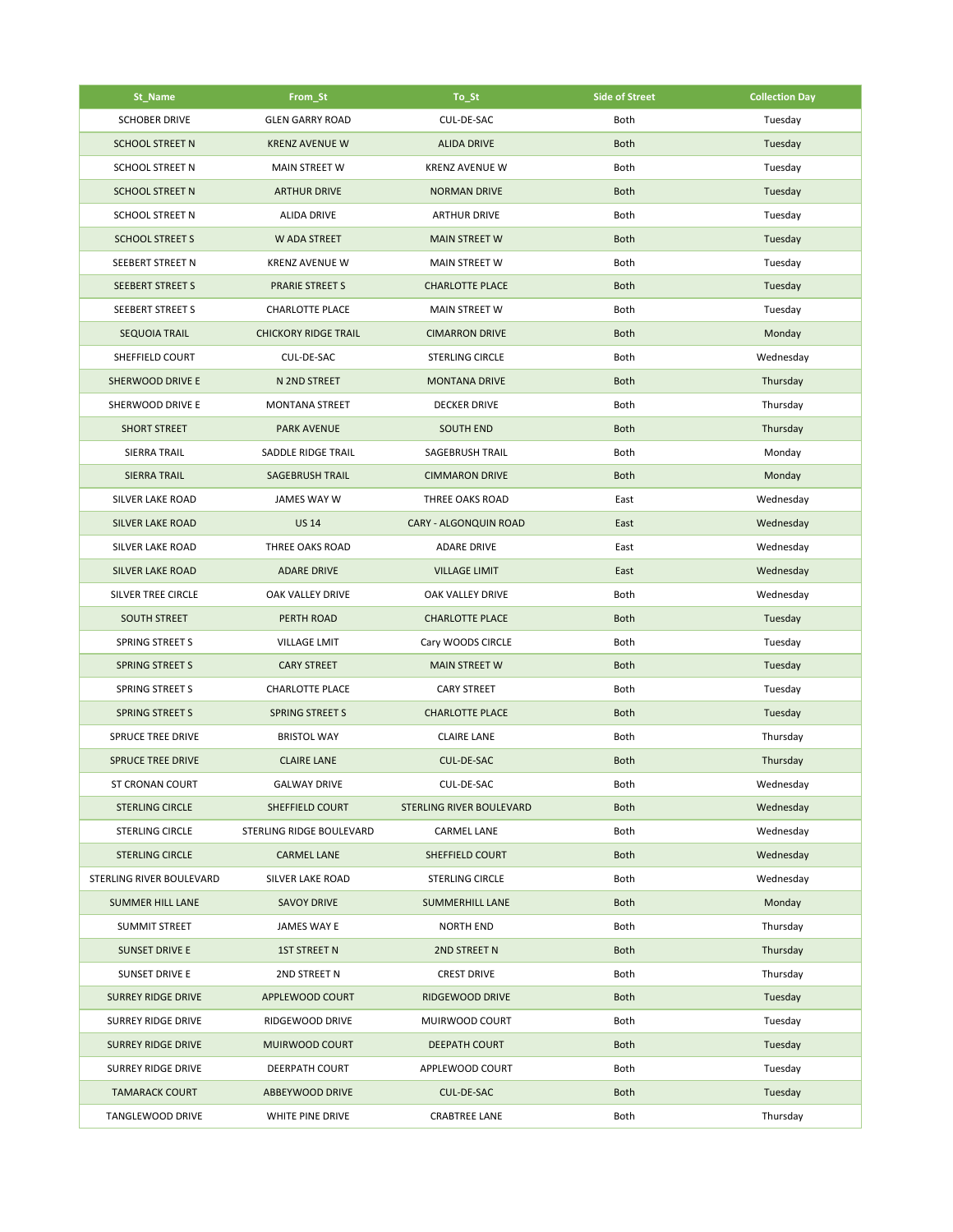| St_Name | From_St | To_St | Side of Street | Collection Day |
|---|---|---|---|---|
| SCHOBER DRIVE | GLEN GARRY ROAD | CUL-DE-SAC | Both | Tuesday |
| SCHOOL STREET N | KRENZ AVENUE W | ALIDA DRIVE | Both | Tuesday |
| SCHOOL STREET N | MAIN STREET W | KRENZ AVENUE W | Both | Tuesday |
| SCHOOL STREET N | ARTHUR DRIVE | NORMAN DRIVE | Both | Tuesday |
| SCHOOL STREET N | ALIDA DRIVE | ARTHUR DRIVE | Both | Tuesday |
| SCHOOL STREET S | W ADA STREET | MAIN STREET W | Both | Tuesday |
| SEEBERT STREET N | KRENZ AVENUE W | MAIN STREET W | Both | Tuesday |
| SEEBERT STREET S | PRARIE STREET S | CHARLOTTE PLACE | Both | Tuesday |
| SEEBERT STREET S | CHARLOTTE PLACE | MAIN STREET W | Both | Tuesday |
| SEQUOIA TRAIL | CHICKORY RIDGE TRAIL | CIMARRON DRIVE | Both | Monday |
| SHEFFIELD COURT | CUL-DE-SAC | STERLING CIRCLE | Both | Wednesday |
| SHERWOOD DRIVE E | N 2ND STREET | MONTANA DRIVE | Both | Thursday |
| SHERWOOD DRIVE E | MONTANA STREET | DECKER DRIVE | Both | Thursday |
| SHORT STREET | PARK AVENUE | SOUTH END | Both | Thursday |
| SIERRA TRAIL | SADDLE RIDGE TRAIL | SAGEBRUSH TRAIL | Both | Monday |
| SIERRA TRAIL | SAGEBRUSH TRAIL | CIMMARON DRIVE | Both | Monday |
| SILVER LAKE ROAD | JAMES WAY W | THREE OAKS ROAD | East | Wednesday |
| SILVER LAKE ROAD | US 14 | CARY - ALGONQUIN ROAD | East | Wednesday |
| SILVER LAKE ROAD | THREE OAKS ROAD | ADARE DRIVE | East | Wednesday |
| SILVER LAKE ROAD | ADARE DRIVE | VILLAGE LIMIT | East | Wednesday |
| SILVER TREE CIRCLE | OAK VALLEY DRIVE | OAK VALLEY DRIVE | Both | Wednesday |
| SOUTH STREET | PERTH ROAD | CHARLOTTE PLACE | Both | Tuesday |
| SPRING STREET S | VILLAGE LMIT | Cary WOODS CIRCLE | Both | Tuesday |
| SPRING STREET S | CARY STREET | MAIN STREET W | Both | Tuesday |
| SPRING STREET S | CHARLOTTE PLACE | CARY STREET | Both | Tuesday |
| SPRING STREET S | SPRING STREET S | CHARLOTTE PLACE | Both | Tuesday |
| SPRUCE TREE DRIVE | BRISTOL WAY | CLAIRE LANE | Both | Thursday |
| SPRUCE TREE DRIVE | CLAIRE LANE | CUL-DE-SAC | Both | Thursday |
| ST CRONAN COURT | GALWAY DRIVE | CUL-DE-SAC | Both | Wednesday |
| STERLING CIRCLE | SHEFFIELD COURT | STERLING RIVER BOULEVARD | Both | Wednesday |
| STERLING CIRCLE | STERLING RIDGE BOULEVARD | CARMEL LANE | Both | Wednesday |
| STERLING CIRCLE | CARMEL LANE | SHEFFIELD COURT | Both | Wednesday |
| STERLING RIVER BOULEVARD | SILVER LAKE ROAD | STERLING CIRCLE | Both | Wednesday |
| SUMMER HILL LANE | SAVOY DRIVE | SUMMERHILL LANE | Both | Monday |
| SUMMIT STREET | JAMES WAY E | NORTH END | Both | Thursday |
| SUNSET DRIVE E | 1ST STREET N | 2ND STREET N | Both | Thursday |
| SUNSET DRIVE E | 2ND STREET N | CREST DRIVE | Both | Thursday |
| SURREY RIDGE DRIVE | APPLEWOOD COURT | RIDGEWOOD DRIVE | Both | Tuesday |
| SURREY RIDGE DRIVE | RIDGEWOOD DRIVE | MUIRWOOD COURT | Both | Tuesday |
| SURREY RIDGE DRIVE | MUIRWOOD COURT | DEEPATH COURT | Both | Tuesday |
| SURREY RIDGE DRIVE | DEERPATH COURT | APPLEWOOD COURT | Both | Tuesday |
| TAMARACK COURT | ABBEYWOOD DRIVE | CUL-DE-SAC | Both | Tuesday |
| TANGLEWOOD DRIVE | WHITE PINE DRIVE | CRABTREE LANE | Both | Thursday |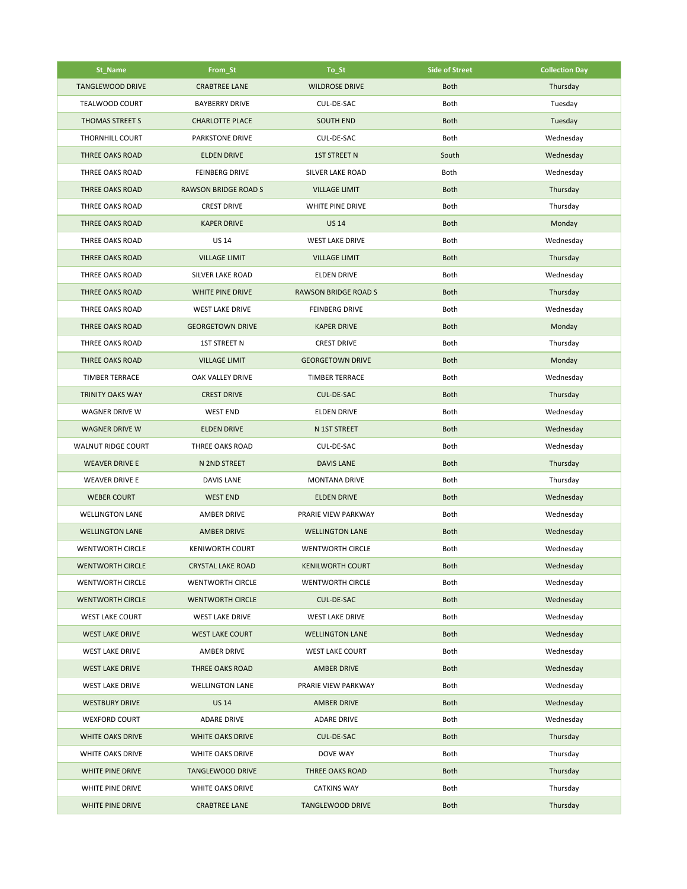| St_Name | From_St | To_St | Side of Street | Collection Day |
|---|---|---|---|---|
| TANGLEWOOD DRIVE | CRABTREE LANE | WILDROSE DRIVE | Both | Thursday |
| TEALWOOD COURT | BAYBERRY DRIVE | CUL-DE-SAC | Both | Tuesday |
| THOMAS STREET S | CHARLOTTE PLACE | SOUTH END | Both | Tuesday |
| THORNHILL COURT | PARKSTONE DRIVE | CUL-DE-SAC | Both | Wednesday |
| THREE OAKS ROAD | ELDEN DRIVE | 1ST STREET N | South | Wednesday |
| THREE OAKS ROAD | FEINBERG DRIVE | SILVER LAKE ROAD | Both | Wednesday |
| THREE OAKS ROAD | RAWSON BRIDGE ROAD S | VILLAGE LIMIT | Both | Thursday |
| THREE OAKS ROAD | CREST DRIVE | WHITE PINE DRIVE | Both | Thursday |
| THREE OAKS ROAD | KAPER DRIVE | US 14 | Both | Monday |
| THREE OAKS ROAD | US 14 | WEST LAKE DRIVE | Both | Wednesday |
| THREE OAKS ROAD | VILLAGE LIMIT | VILLAGE LIMIT | Both | Thursday |
| THREE OAKS ROAD | SILVER LAKE ROAD | ELDEN DRIVE | Both | Wednesday |
| THREE OAKS ROAD | WHITE PINE DRIVE | RAWSON BRIDGE ROAD S | Both | Thursday |
| THREE OAKS ROAD | WEST LAKE DRIVE | FEINBERG DRIVE | Both | Wednesday |
| THREE OAKS ROAD | GEORGETOWN DRIVE | KAPER DRIVE | Both | Monday |
| THREE OAKS ROAD | 1ST STREET N | CREST DRIVE | Both | Thursday |
| THREE OAKS ROAD | VILLAGE LIMIT | GEORGETOWN DRIVE | Both | Monday |
| TIMBER TERRACE | OAK VALLEY DRIVE | TIMBER TERRACE | Both | Wednesday |
| TRINITY OAKS WAY | CREST DRIVE | CUL-DE-SAC | Both | Thursday |
| WAGNER DRIVE W | WEST END | ELDEN DRIVE | Both | Wednesday |
| WAGNER DRIVE W | ELDEN DRIVE | N 1ST STREET | Both | Wednesday |
| WALNUT RIDGE COURT | THREE OAKS ROAD | CUL-DE-SAC | Both | Wednesday |
| WEAVER DRIVE E | N 2ND STREET | DAVIS LANE | Both | Thursday |
| WEAVER DRIVE E | DAVIS LANE | MONTANA DRIVE | Both | Thursday |
| WEBER COURT | WEST END | ELDEN DRIVE | Both | Wednesday |
| WELLINGTON LANE | AMBER DRIVE | PRARIE VIEW PARKWAY | Both | Wednesday |
| WELLINGTON LANE | AMBER DRIVE | WELLINGTON LANE | Both | Wednesday |
| WENTWORTH CIRCLE | KENIWORTH COURT | WENTWORTH CIRCLE | Both | Wednesday |
| WENTWORTH CIRCLE | CRYSTAL LAKE ROAD | KENILWORTH COURT | Both | Wednesday |
| WENTWORTH CIRCLE | WENTWORTH CIRCLE | WENTWORTH CIRCLE | Both | Wednesday |
| WENTWORTH CIRCLE | WENTWORTH CIRCLE | CUL-DE-SAC | Both | Wednesday |
| WEST LAKE COURT | WEST LAKE DRIVE | WEST LAKE DRIVE | Both | Wednesday |
| WEST LAKE DRIVE | WEST LAKE COURT | WELLINGTON LANE | Both | Wednesday |
| WEST LAKE DRIVE | AMBER DRIVE | WEST LAKE COURT | Both | Wednesday |
| WEST LAKE DRIVE | THREE OAKS ROAD | AMBER DRIVE | Both | Wednesday |
| WEST LAKE DRIVE | WELLINGTON LANE | PRARIE VIEW PARKWAY | Both | Wednesday |
| WESTBURY DRIVE | US 14 | AMBER DRIVE | Both | Wednesday |
| WEXFORD COURT | ADARE DRIVE | ADARE DRIVE | Both | Wednesday |
| WHITE OAKS DRIVE | WHITE OAKS DRIVE | CUL-DE-SAC | Both | Thursday |
| WHITE OAKS DRIVE | WHITE OAKS DRIVE | DOVE WAY | Both | Thursday |
| WHITE PINE DRIVE | TANGLEWOOD DRIVE | THREE OAKS ROAD | Both | Thursday |
| WHITE PINE DRIVE | WHITE OAKS DRIVE | CATKINS WAY | Both | Thursday |
| WHITE PINE DRIVE | CRABTREE LANE | TANGLEWOOD DRIVE | Both | Thursday |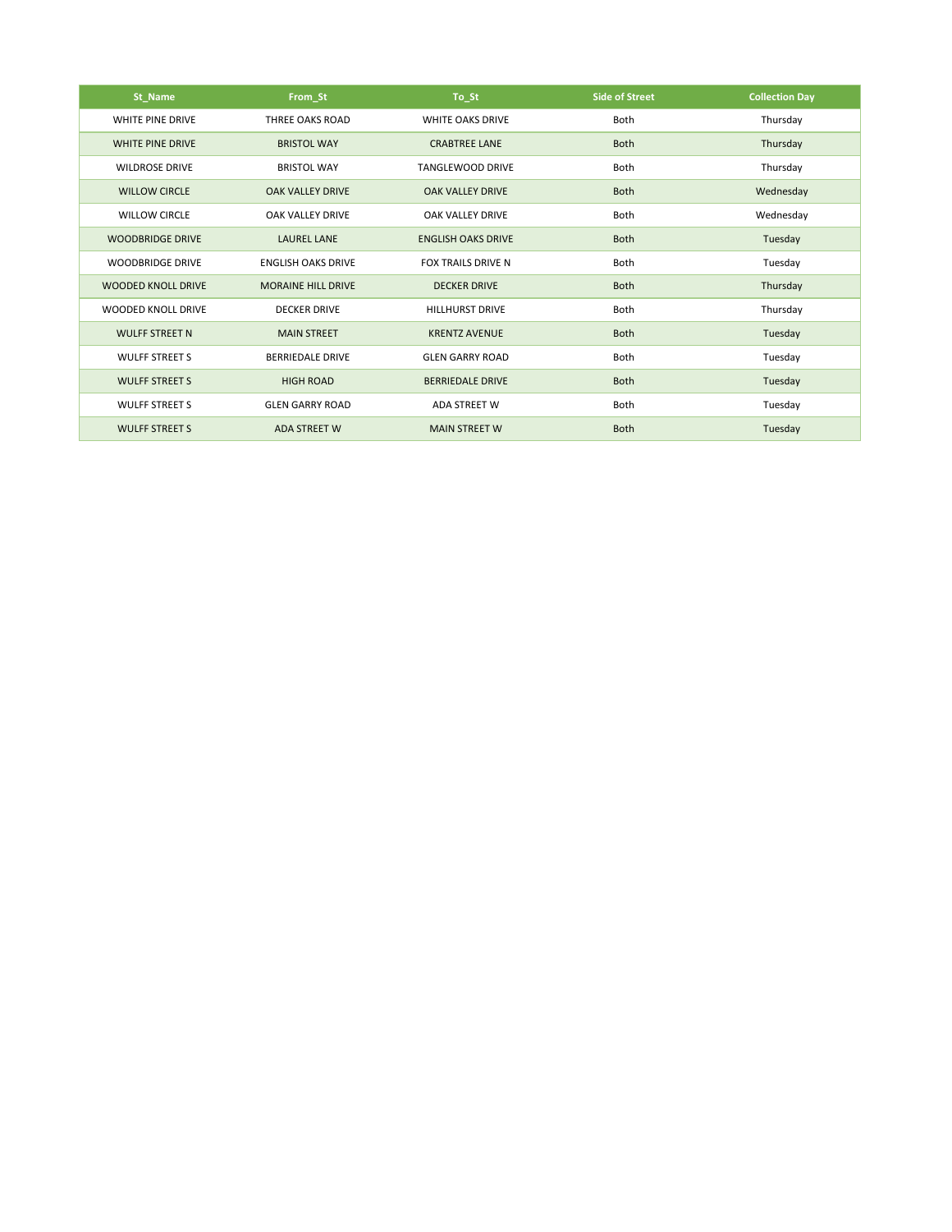| St_Name | From_St | To_St | Side of Street | Collection Day |
|---|---|---|---|---|
| WHITE PINE DRIVE | THREE OAKS ROAD | WHITE OAKS DRIVE | Both | Thursday |
| WHITE PINE DRIVE | BRISTOL WAY | CRABTREE LANE | Both | Thursday |
| WILDROSE DRIVE | BRISTOL WAY | TANGLEWOOD DRIVE | Both | Thursday |
| WILLOW CIRCLE | OAK VALLEY DRIVE | OAK VALLEY DRIVE | Both | Wednesday |
| WILLOW CIRCLE | OAK VALLEY DRIVE | OAK VALLEY DRIVE | Both | Wednesday |
| WOODBRIDGE DRIVE | LAUREL LANE | ENGLISH OAKS DRIVE | Both | Tuesday |
| WOODBRIDGE DRIVE | ENGLISH OAKS DRIVE | FOX TRAILS DRIVE N | Both | Tuesday |
| WOODED KNOLL DRIVE | MORAINE HILL DRIVE | DECKER DRIVE | Both | Thursday |
| WOODED KNOLL DRIVE | DECKER DRIVE | HILLHURST DRIVE | Both | Thursday |
| WULFF STREET N | MAIN STREET | KRENTZ AVENUE | Both | Tuesday |
| WULFF STREET S | BERRIEDALE DRIVE | GLEN GARRY ROAD | Both | Tuesday |
| WULFF STREET S | HIGH ROAD | BERRIEDALE DRIVE | Both | Tuesday |
| WULFF STREET S | GLEN GARRY ROAD | ADA STREET W | Both | Tuesday |
| WULFF STREET S | ADA STREET W | MAIN STREET W | Both | Tuesday |